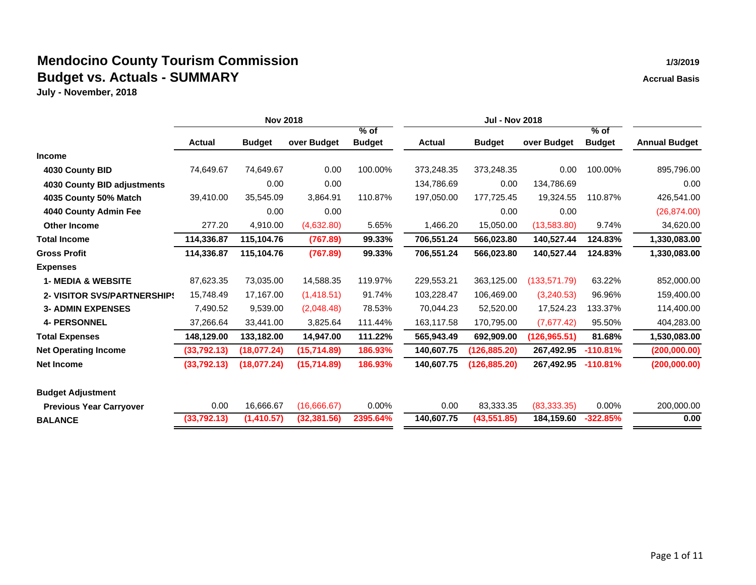# Mendocino County Tourism Commission

## Budget vs. Actuals - SUMMARY

**July - November, 2018**

1/3/2019

Accrual Basis

| | Nov 2018 | | | | Jul - Nov 2018 | | | | |
|---|---|---|---|---|---|---|---|---|---|
| | Actual | Budget | over Budget | % of Budget | Actual | Budget | over Budget | % of Budget | Annual Budget |
| **Income** | | | | | | | | | |
| **4030 County BID** | 74,649.67 | 74,649.67 | 0.00 | 100.00% | 373,248.35 | 373,248.35 | 0.00 | 100.00% | 895,796.00 |
| **4030 County BID adjustments** | | 0.00 | 0.00 | | 134,786.69 | 0.00 | 134,786.69 | | 0.00 |
| **4035 County 50% Match** | 39,410.00 | 35,545.09 | 3,864.91 | 110.87% | 197,050.00 | 177,725.45 | 19,324.55 | 110.87% | 426,541.00 |
| **4040 County Admin Fee** | | 0.00 | 0.00 | | | 0.00 | 0.00 | | (26,874.00) |
| **Other Income** | 277.20 | 4,910.00 | (4,632.80) | 5.65% | 1,466.20 | 15,050.00 | (13,583.80) | 9.74% | 34,620.00 |
| **Total Income** | **114,336.87** | **115,104.76** | **(767.89)** | **99.33%** | **706,551.24** | **566,023.80** | **140,527.44** | **124.83%** | **1,330,083.00** |
| **Gross Profit** | **114,336.87** | **115,104.76** | **(767.89)** | **99.33%** | **706,551.24** | **566,023.80** | **140,527.44** | **124.83%** | **1,330,083.00** |
| **Expenses** | | | | | | | | | |
| **1- MEDIA & WEBSITE** | 87,623.35 | 73,035.00 | 14,588.35 | 119.97% | 229,553.21 | 363,125.00 | (133,571.79) | 63.22% | 852,000.00 |
| **2- VISITOR SVS/PARTNERSHIPS** | 15,748.49 | 17,167.00 | (1,418.51) | 91.74% | 103,228.47 | 106,469.00 | (3,240.53) | 96.96% | 159,400.00 |
| **3- ADMIN EXPENSES** | 7,490.52 | 9,539.00 | (2,048.48) | 78.53% | 70,044.23 | 52,520.00 | 17,524.23 | 133.37% | 114,400.00 |
| **4- PERSONNEL** | 37,266.64 | 33,441.00 | 3,825.64 | 111.44% | 163,117.58 | 170,795.00 | (7,677.42) | 95.50% | 404,283.00 |
| **Total Expenses** | **148,129.00** | **133,182.00** | **14,947.00** | **111.22%** | **565,943.49** | **692,909.00** | **(126,965.51)** | **81.68%** | **1,530,083.00** |
| **Net Operating Income** | **(33,792.13)** | **(18,077.24)** | **(15,714.89)** | **186.93%** | **140,607.75** | **(126,885.20)** | **267,492.95** | **-110.81%** | **(200,000.00)** |
| **Net Income** | **(33,792.13)** | **(18,077.24)** | **(15,714.89)** | **186.93%** | **140,607.75** | **(126,885.20)** | **267,492.95** | **-110.81%** | **(200,000.00)** |
| **Budget Adjustment** | | | | | | | | | |
| **Previous Year Carryover** | 0.00 | 16,666.67 | (16,666.67) | 0.00% | 0.00 | 83,333.35 | (83,333.35) | 0.00% | 200,000.00 |
| **BALANCE** | **(33,792.13)** | **(1,410.57)** | **(32,381.56)** | **2395.64%** | **140,607.75** | **(43,551.85)** | **184,159.60** | **-322.85%** | **0.00** |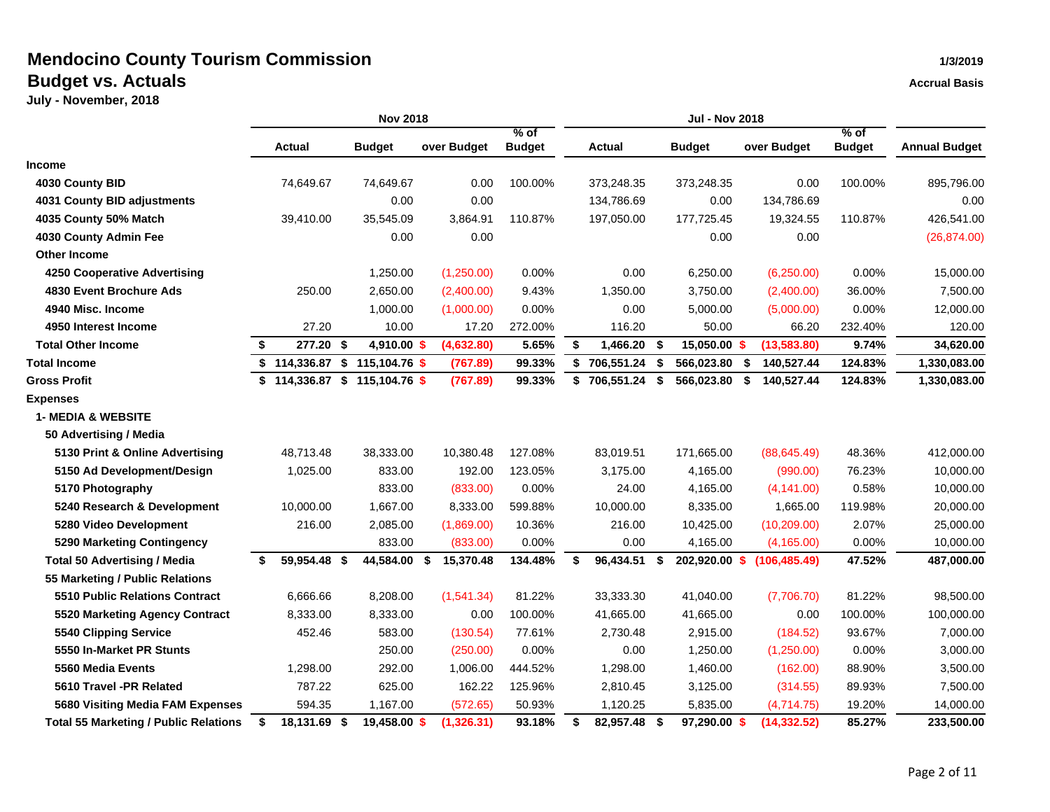# Mendocino County Tourism Commission

## Budget vs. Actuals

**July - November, 2018**

1/3/2019

**Accrual Basis**

| | Nov 2018 | | | | Jul - Nov 2018 | | | | |
|---|---|---|---|---|---|---|---|---|---|
| | Actual | Budget | over Budget | % of Budget | Actual | Budget | over Budget | % of Budget | Annual Budget |
| **Income** | | | | | | | | | |
| **4030 County BID** | 74,649.67 | 74,649.67 | 0.00 | 100.00% | 373,248.35 | 373,248.35 | 0.00 | 100.00% | 895,796.00 |
| **4031 County BID adjustments** | | 0.00 | 0.00 | | 134,786.69 | 0.00 | 134,786.69 | | 0.00 |
| **4035 County 50% Match** | 39,410.00 | 35,545.09 | 3,864.91 | 110.87% | 197,050.00 | 177,725.45 | 19,324.55 | 110.87% | 426,541.00 |
| **4030 County Admin Fee** | | 0.00 | 0.00 | | | 0.00 | 0.00 | | (26,874.00) |
| **Other Income** | | | | | | | | | |
| **4250 Cooperative Advertising** | | 1,250.00 | (1,250.00) | 0.00% | 0.00 | 6,250.00 | (6,250.00) | 0.00% | 15,000.00 |
| **4830 Event Brochure Ads** | 250.00 | 2,650.00 | (2,400.00) | 9.43% | 1,350.00 | 3,750.00 | (2,400.00) | 36.00% | 7,500.00 |
| **4940 Misc. Income** | | 1,000.00 | (1,000.00) | 0.00% | 0.00 | 5,000.00 | (5,000.00) | 0.00% | 12,000.00 |
| **4950 Interest Income** | 27.20 | 10.00 | 17.20 | 272.00% | 116.20 | 50.00 | 66.20 | 232.40% | 120.00 |
| **Total Other Income** | **$ 277.20** | **$ 4,910.00** | **$ (4,632.80)** | **5.65%** | **$ 1,466.20** | **$ 15,050.00** | **$ (13,583.80)** | **9.74%** | **34,620.00** |
| **Total Income** | **$ 114,336.87** | **$ 115,104.76** | **$ (767.89)** | **99.33%** | **$ 706,551.24** | **$ 566,023.80** | **$ 140,527.44** | **124.83%** | **1,330,083.00** |
| **Gross Profit** | **$ 114,336.87** | **$ 115,104.76** | **$ (767.89)** | **99.33%** | **$ 706,551.24** | **$ 566,023.80** | **$ 140,527.44** | **124.83%** | **1,330,083.00** |
| **Expenses** | | | | | | | | | |
| **1- MEDIA & WEBSITE** | | | | | | | | | |
| **50 Advertising / Media** | | | | | | | | | |
| **5130 Print & Online Advertising** | 48,713.48 | 38,333.00 | 10,380.48 | 127.08% | 83,019.51 | 171,665.00 | (88,645.49) | 48.36% | 412,000.00 |
| **5150 Ad Development/Design** | 1,025.00 | 833.00 | 192.00 | 123.05% | 3,175.00 | 4,165.00 | (990.00) | 76.23% | 10,000.00 |
| **5170 Photography** | | 833.00 | (833.00) | 0.00% | 24.00 | 4,165.00 | (4,141.00) | 0.58% | 10,000.00 |
| **5240 Research & Development** | 10,000.00 | 1,667.00 | 8,333.00 | 599.88% | 10,000.00 | 8,335.00 | 1,665.00 | 119.98% | 20,000.00 |
| **5280 Video Development** | 216.00 | 2,085.00 | (1,869.00) | 10.36% | 216.00 | 10,425.00 | (10,209.00) | 2.07% | 25,000.00 |
| **5290 Marketing Contingency** | | 833.00 | (833.00) | 0.00% | 0.00 | 4,165.00 | (4,165.00) | 0.00% | 10,000.00 |
| **Total 50 Advertising / Media** | **$ 59,954.48** | **$ 44,584.00** | **$ 15,370.48** | **134.48%** | **$ 96,434.51** | **$ 202,920.00** | **$ (106,485.49)** | **47.52%** | **487,000.00** |
| **55 Marketing / Public Relations** | | | | | | | | | |
| **5510 Public Relations Contract** | 6,666.66 | 8,208.00 | (1,541.34) | 81.22% | 33,333.30 | 41,040.00 | (7,706.70) | 81.22% | 98,500.00 |
| **5520 Marketing Agency Contract** | 8,333.00 | 8,333.00 | 0.00 | 100.00% | 41,665.00 | 41,665.00 | 0.00 | 100.00% | 100,000.00 |
| **5540 Clipping Service** | 452.46 | 583.00 | (130.54) | 77.61% | 2,730.48 | 2,915.00 | (184.52) | 93.67% | 7,000.00 |
| **5550 In-Market PR Stunts** | | 250.00 | (250.00) | 0.00% | 0.00 | 1,250.00 | (1,250.00) | 0.00% | 3,000.00 |
| **5560 Media Events** | 1,298.00 | 292.00 | 1,006.00 | 444.52% | 1,298.00 | 1,460.00 | (162.00) | 88.90% | 3,500.00 |
| **5610 Travel -PR Related** | 787.22 | 625.00 | 162.22 | 125.96% | 2,810.45 | 3,125.00 | (314.55) | 89.93% | 7,500.00 |
| **5680 Visiting Media FAM Expenses** | 594.35 | 1,167.00 | (572.65) | 50.93% | 1,120.25 | 5,835.00 | (4,714.75) | 19.20% | 14,000.00 |
| **Total 55 Marketing / Public Relations** | **$ 18,131.69** | **$ 19,458.00** | **$ (1,326.31)** | **93.18%** | **$ 82,957.48** | **$ 97,290.00** | **$ (14,332.52)** | **85.27%** | **233,500.00** |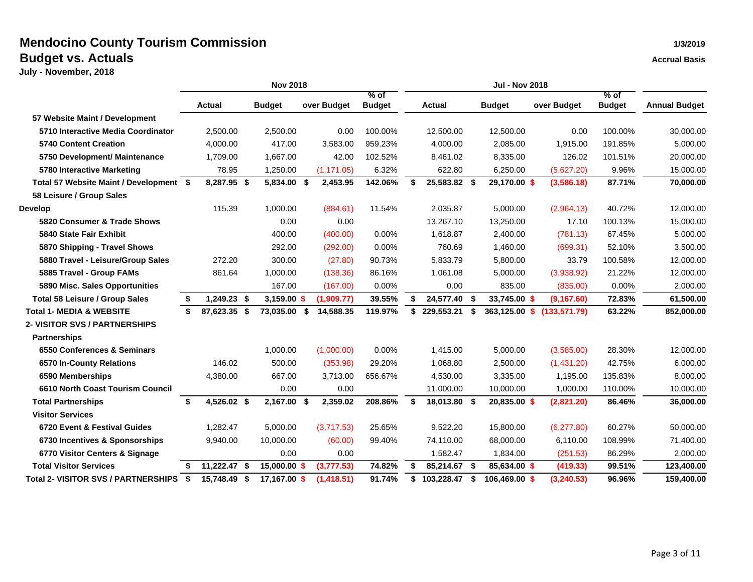# Mendocino County Tourism Commission

## Budget vs. Actuals

**July - November, 2018**

1/3/2019

Accrual Basis

| | Nov 2018 | | | | Jul - Nov 2018 | | | | |
|---|---|---|---|---|---|---|---|---|---|
| | Actual | Budget | over Budget | % of Budget | Actual | Budget | over Budget | % of Budget | Annual Budget |
| **57 Website Maint / Development** | | | | | | | | | |
| **5710 Interactive Media Coordinator** | 2,500.00 | 2,500.00 | 0.00 | 100.00% | 12,500.00 | 12,500.00 | 0.00 | 100.00% | 30,000.00 |
| **5740 Content Creation** | 4,000.00 | 417.00 | 3,583.00 | 959.23% | 4,000.00 | 2,085.00 | 1,915.00 | 191.85% | 5,000.00 |
| **5750 Development/ Maintenance** | 1,709.00 | 1,667.00 | 42.00 | 102.52% | 8,461.02 | 8,335.00 | 126.02 | 101.51% | 20,000.00 |
| **5780 Interactive Marketing** | 78.95 | 1,250.00 | (1,171.05) | 6.32% | 622.80 | 6,250.00 | (5,627.20) | 9.96% | 15,000.00 |
| **Total 57 Website Maint / Development** | **$ 8,287.95** | **$ 5,834.00** | **$ 2,453.95** | **142.06%** | **$ 25,583.82** | **$ 29,170.00** | **$ (3,586.18)** | **87.71%** | **70,000.00** |
| **58 Leisure / Group Sales** | | | | | | | | | |
| **Develop** | 115.39 | 1,000.00 | (884.61) | 11.54% | 2,035.87 | 5,000.00 | (2,964.13) | 40.72% | 12,000.00 |
| **5820 Consumer & Trade Shows** | | 0.00 | 0.00 | | 13,267.10 | 13,250.00 | 17.10 | 100.13% | 15,000.00 |
| **5840 State Fair Exhibit** | | 400.00 | (400.00) | 0.00% | 1,618.87 | 2,400.00 | (781.13) | 67.45% | 5,000.00 |
| **5870 Shipping - Travel Shows** | | 292.00 | (292.00) | 0.00% | 760.69 | 1,460.00 | (699.31) | 52.10% | 3,500.00 |
| **5880 Travel - Leisure/Group Sales** | 272.20 | 300.00 | (27.80) | 90.73% | 5,833.79 | 5,800.00 | 33.79 | 100.58% | 12,000.00 |
| **5885 Travel - Group FAMs** | 861.64 | 1,000.00 | (138.36) | 86.16% | 1,061.08 | 5,000.00 | (3,938.92) | 21.22% | 12,000.00 |
| **5890 Misc. Sales Opportunities** | | 167.00 | (167.00) | 0.00% | 0.00 | 835.00 | (835.00) | 0.00% | 2,000.00 |
| **Total 58 Leisure / Group Sales** | **$ 1,249.23** | **$ 3,159.00** | **$ (1,909.77)** | **39.55%** | **$ 24,577.40** | **$ 33,745.00** | **$ (9,167.60)** | **72.83%** | **61,500.00** |
| **Total 1- MEDIA & WEBSITE** | **$ 87,623.35** | **$ 73,035.00** | **$ 14,588.35** | **119.97%** | **$ 229,553.21** | **$ 363,125.00** | **$ (133,571.79)** | **63.22%** | **852,000.00** |
| **2- VISITOR SVS / PARTNERSHIPS** | | | | | | | | | |
| **Partnerships** | | | | | | | | | |
| **6550 Conferences & Seminars** | | 1,000.00 | (1,000.00) | 0.00% | 1,415.00 | 5,000.00 | (3,585.00) | 28.30% | 12,000.00 |
| **6570 In-County Relations** | 146.02 | 500.00 | (353.98) | 29.20% | 1,068.80 | 2,500.00 | (1,431.20) | 42.75% | 6,000.00 |
| **6590 Memberships** | 4,380.00 | 667.00 | 3,713.00 | 656.67% | 4,530.00 | 3,335.00 | 1,195.00 | 135.83% | 8,000.00 |
| **6610 North Coast Tourism Council** | | 0.00 | 0.00 | | 11,000.00 | 10,000.00 | 1,000.00 | 110.00% | 10,000.00 |
| **Total Partnerships** | **$ 4,526.02** | **$ 2,167.00** | **$ 2,359.02** | **208.86%** | **$ 18,013.80** | **$ 20,835.00** | **$ (2,821.20)** | **86.46%** | **36,000.00** |
| **Visitor Services** | | | | | | | | | |
| **6720 Event & Festival Guides** | 1,282.47 | 5,000.00 | (3,717.53) | 25.65% | 9,522.20 | 15,800.00 | (6,277.80) | 60.27% | 50,000.00 |
| **6730 Incentives & Sponsorships** | 9,940.00 | 10,000.00 | (60.00) | 99.40% | 74,110.00 | 68,000.00 | 6,110.00 | 108.99% | 71,400.00 |
| **6770 Visitor Centers & Signage** | | 0.00 | 0.00 | | 1,582.47 | 1,834.00 | (251.53) | 86.29% | 2,000.00 |
| **Total Visitor Services** | **$ 11,222.47** | **$ 15,000.00** | **$ (3,777.53)** | **74.82%** | **$ 85,214.67** | **$ 85,634.00** | **$ (419.33)** | **99.51%** | **123,400.00** |
| **Total 2- VISITOR SVS / PARTNERSHIPS** | **$ 15,748.49** | **$ 17,167.00** | **$ (1,418.51)** | **91.74%** | **$ 103,228.47** | **$ 106,469.00** | **$ (3,240.53)** | **96.96%** | **159,400.00** |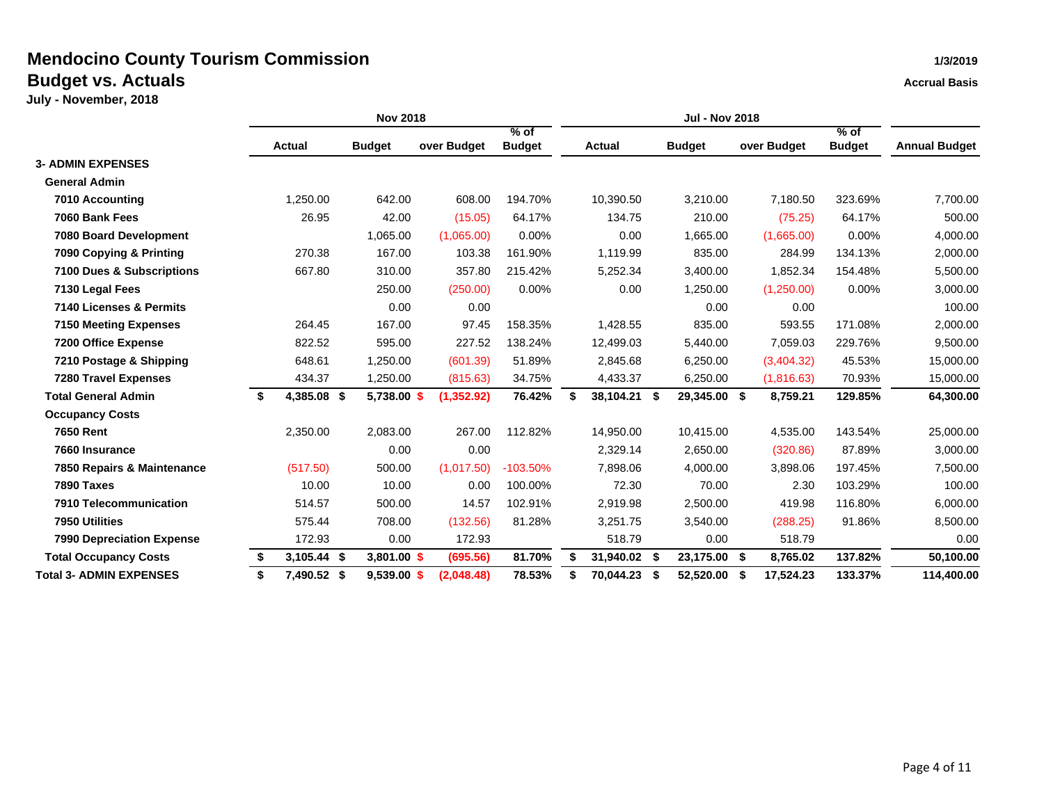# Mendocino County Tourism Commission

## Budget vs. Actuals

**July - November, 2018**

1/3/2019

Accrual Basis

| | Nov 2018 | | | | Jul - Nov 2018 | | | | |
|---|---|---|---|---|---|---|---|---|---|
| | Actual | Budget | over Budget | % of Budget | Actual | Budget | over Budget | % of Budget | Annual Budget |
| **3- ADMIN EXPENSES** | | | | | | | | | |
| **General Admin** | | | | | | | | | |
| **7010 Accounting** | 1,250.00 | 642.00 | 608.00 | 194.70% | 10,390.50 | 3,210.00 | 7,180.50 | 323.69% | 7,700.00 |
| **7060 Bank Fees** | 26.95 | 42.00 | (15.05) | 64.17% | 134.75 | 210.00 | (75.25) | 64.17% | 500.00 |
| **7080 Board Development** | | 1,065.00 | (1,065.00) | 0.00% | 0.00 | 1,665.00 | (1,665.00) | 0.00% | 4,000.00 |
| **7090 Copying & Printing** | 270.38 | 167.00 | 103.38 | 161.90% | 1,119.99 | 835.00 | 284.99 | 134.13% | 2,000.00 |
| **7100 Dues & Subscriptions** | 667.80 | 310.00 | 357.80 | 215.42% | 5,252.34 | 3,400.00 | 1,852.34 | 154.48% | 5,500.00 |
| **7130 Legal Fees** | | 250.00 | (250.00) | 0.00% | 0.00 | 1,250.00 | (1,250.00) | 0.00% | 3,000.00 |
| **7140 Licenses & Permits** | | 0.00 | 0.00 | | | 0.00 | 0.00 | | 100.00 |
| **7150 Meeting Expenses** | 264.45 | 167.00 | 97.45 | 158.35% | 1,428.55 | 835.00 | 593.55 | 171.08% | 2,000.00 |
| **7200 Office Expense** | 822.52 | 595.00 | 227.52 | 138.24% | 12,499.03 | 5,440.00 | 7,059.03 | 229.76% | 9,500.00 |
| **7210 Postage & Shipping** | 648.61 | 1,250.00 | (601.39) | 51.89% | 2,845.68 | 6,250.00 | (3,404.32) | 45.53% | 15,000.00 |
| **7280 Travel Expenses** | 434.37 | 1,250.00 | (815.63) | 34.75% | 4,433.37 | 6,250.00 | (1,816.63) | 70.93% | 15,000.00 |
| **Total General Admin** | **$ 4,385.08** | **$ 5,738.00** | **$ (1,352.92)** | **76.42%** | **$ 38,104.21** | **$ 29,345.00** | **$ 8,759.21** | **129.85%** | **64,300.00** |
| **Occupancy Costs** | | | | | | | | | |
| **7650 Rent** | 2,350.00 | 2,083.00 | 267.00 | 112.82% | 14,950.00 | 10,415.00 | 4,535.00 | 143.54% | 25,000.00 |
| **7660 Insurance** | | 0.00 | 0.00 | | 2,329.14 | 2,650.00 | (320.86) | 87.89% | 3,000.00 |
| **7850 Repairs & Maintenance** | (517.50) | 500.00 | (1,017.50) | -103.50% | 7,898.06 | 4,000.00 | 3,898.06 | 197.45% | 7,500.00 |
| **7890 Taxes** | 10.00 | 10.00 | 0.00 | 100.00% | 72.30 | 70.00 | 2.30 | 103.29% | 100.00 |
| **7910 Telecommunication** | 514.57 | 500.00 | 14.57 | 102.91% | 2,919.98 | 2,500.00 | 419.98 | 116.80% | 6,000.00 |
| **7950 Utilities** | 575.44 | 708.00 | (132.56) | 81.28% | 3,251.75 | 3,540.00 | (288.25) | 91.86% | 8,500.00 |
| **7990 Depreciation Expense** | 172.93 | 0.00 | 172.93 | | 518.79 | 0.00 | 518.79 | | 0.00 |
| **Total Occupancy Costs** | **$ 3,105.44** | **$ 3,801.00** | **$ (695.56)** | **81.70%** | **$ 31,940.02** | **$ 23,175.00** | **$ 8,765.02** | **137.82%** | **50,100.00** |
| **Total 3- ADMIN EXPENSES** | **$ 7,490.52** | **$ 9,539.00** | **$ (2,048.48)** | **78.53%** | **$ 70,044.23** | **$ 52,520.00** | **$ 17,524.23** | **133.37%** | **114,400.00** |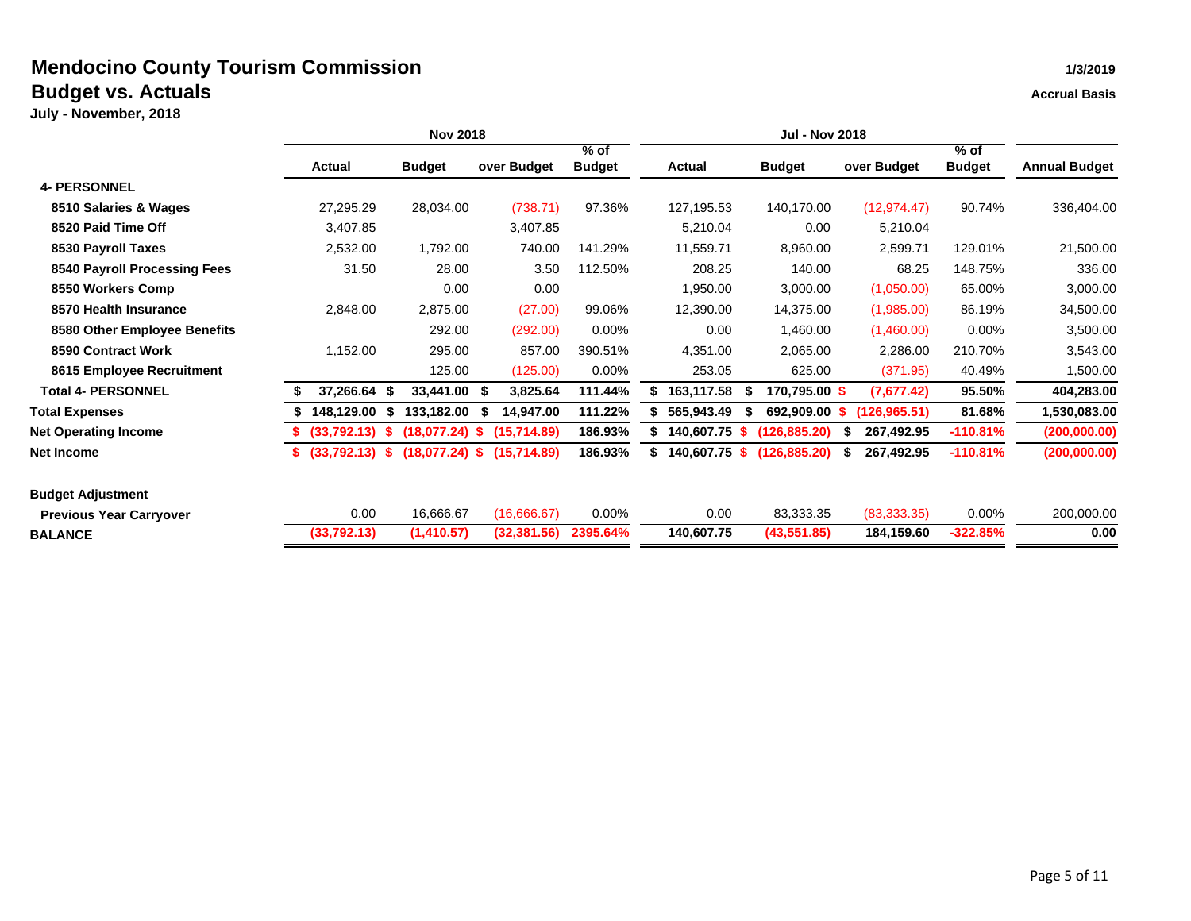# Mendocino County Tourism Commission

## Budget vs. Actuals

**July - November, 2018**

1/3/2019

Accrual Basis

| | Nov 2018 | | | | Jul - Nov 2018 | | | | |
|---|---|---|---|---|---|---|---|---|---|
| | Actual | Budget | over Budget | % of Budget | Actual | Budget | over Budget | % of Budget | Annual Budget |
| **4- PERSONNEL** | | | | | | | | | |
| **8510 Salaries & Wages** | 27,295.29 | 28,034.00 | (738.71) | 97.36% | 127,195.53 | 140,170.00 | (12,974.47) | 90.74% | 336,404.00 |
| **8520 Paid Time Off** | 3,407.85 | | 3,407.85 | | 5,210.04 | 0.00 | 5,210.04 | | |
| **8530 Payroll Taxes** | 2,532.00 | 1,792.00 | 740.00 | 141.29% | 11,559.71 | 8,960.00 | 2,599.71 | 129.01% | 21,500.00 |
| **8540 Payroll Processing Fees** | 31.50 | 28.00 | 3.50 | 112.50% | 208.25 | 140.00 | 68.25 | 148.75% | 336.00 |
| **8550 Workers Comp** | | 0.00 | 0.00 | | 1,950.00 | 3,000.00 | (1,050.00) | 65.00% | 3,000.00 |
| **8570 Health Insurance** | 2,848.00 | 2,875.00 | (27.00) | 99.06% | 12,390.00 | 14,375.00 | (1,985.00) | 86.19% | 34,500.00 |
| **8580 Other Employee Benefits** | | 292.00 | (292.00) | 0.00% | 0.00 | 1,460.00 | (1,460.00) | 0.00% | 3,500.00 |
| **8590 Contract Work** | 1,152.00 | 295.00 | 857.00 | 390.51% | 4,351.00 | 2,065.00 | 2,286.00 | 210.70% | 3,543.00 |
| **8615 Employee Recruitment** | | 125.00 | (125.00) | 0.00% | 253.05 | 625.00 | (371.95) | 40.49% | 1,500.00 |
| **Total 4- PERSONNEL** | **$ 37,266.64** | **$ 33,441.00** | **$ 3,825.64** | **111.44%** | **$ 163,117.58** | **$ 170,795.00** | **$ (7,677.42)** | **95.50%** | **404,283.00** |
| **Total Expenses** | **$ 148,129.00** | **$ 133,182.00** | **$ 14,947.00** | **111.22%** | **$ 565,943.49** | **$ 692,909.00** | **$ (126,965.51)** | **81.68%** | **1,530,083.00** |
| **Net Operating Income** | **$ (33,792.13)** | **$ (18,077.24)** | **$ (15,714.89)** | **186.93%** | **$ 140,607.75** | **$ (126,885.20)** | **$ 267,492.95** | **-110.81%** | **(200,000.00)** |
| **Net Income** | **$ (33,792.13)** | **$ (18,077.24)** | **$ (15,714.89)** | **186.93%** | **$ 140,607.75** | **$ (126,885.20)** | **$ 267,492.95** | **-110.81%** | **(200,000.00)** |
| | | | | | | | | | |
| **Budget Adjustment** | | | | | | | | | |
| **Previous Year Carryover** | 0.00 | 16,666.67 | (16,666.67) | 0.00% | 0.00 | 83,333.35 | (83,333.35) | 0.00% | 200,000.00 |
| **BALANCE** | **(33,792.13)** | **(1,410.57)** | **(32,381.56)** | **2395.64%** | **140,607.75** | **(43,551.85)** | **184,159.60** | **-322.85%** | **0.00** |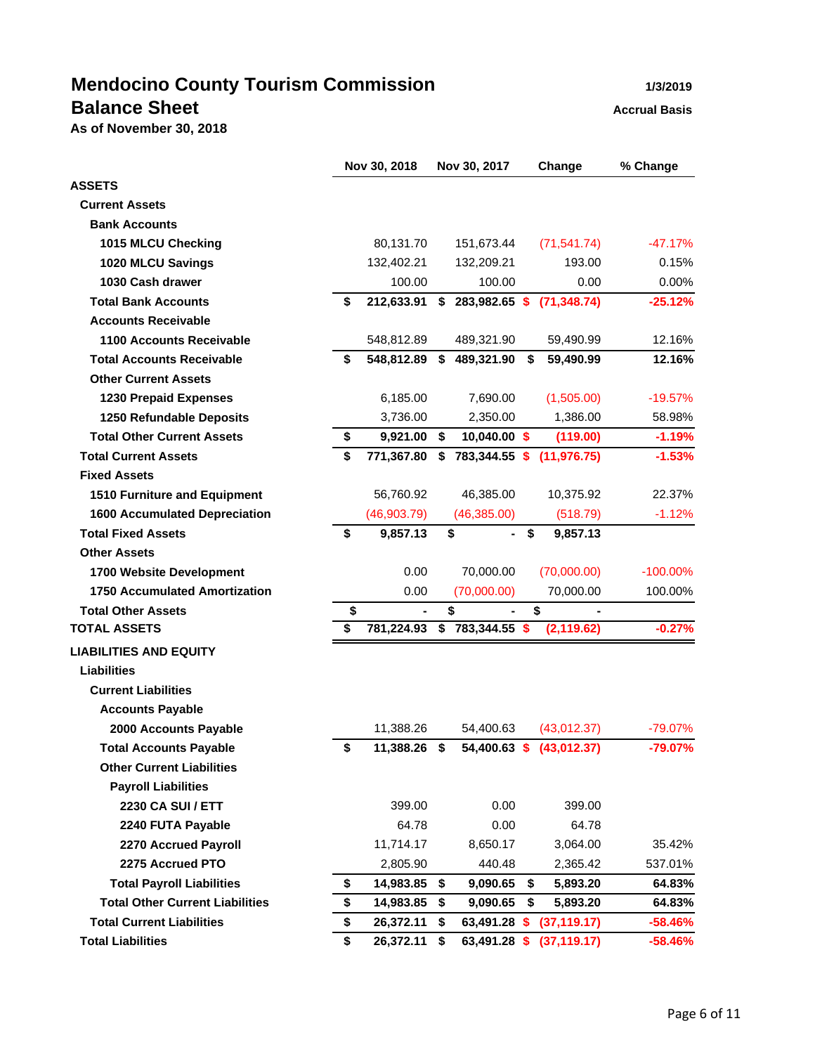# Mendocino County Tourism Commission

## Balance Sheet

**As of November 30, 2018**

1/3/2019

Accrual Basis

| | Nov 30, 2018 | Nov 30, 2017 | Change | % Change |
|---|---|---|---|---|
| **ASSETS** | | | | |
| **Current Assets** | | | | |
| **Bank Accounts** | | | | |
| **1015 MLCU Checking** | 80,131.70 | 151,673.44 | (71,541.74) | -47.17% |
| **1020 MLCU Savings** | 132,402.21 | 132,209.21 | 193.00 | 0.15% |
| **1030 Cash drawer** | 100.00 | 100.00 | 0.00 | 0.00% |
| **Total Bank Accounts** | **$ 212,633.91** | **$ 283,982.65** | **$ (71,348.74)** | **-25.12%** |
| **Accounts Receivable** | | | | |
| **1100 Accounts Receivable** | 548,812.89 | 489,321.90 | 59,490.99 | 12.16% |
| **Total Accounts Receivable** | **$ 548,812.89** | **$ 489,321.90** | **$ 59,490.99** | **12.16%** |
| **Other Current Assets** | | | | |
| **1230 Prepaid Expenses** | 6,185.00 | 7,690.00 | (1,505.00) | -19.57% |
| **1250 Refundable Deposits** | 3,736.00 | 2,350.00 | 1,386.00 | 58.98% |
| **Total Other Current Assets** | **$ 9,921.00** | **$ 10,040.00** | **$ (119.00)** | **-1.19%** |
| **Total Current Assets** | **$ 771,367.80** | **$ 783,344.55** | **$ (11,976.75)** | **-1.53%** |
| **Fixed Assets** | | | | |
| **1510 Furniture and Equipment** | 56,760.92 | 46,385.00 | 10,375.92 | 22.37% |
| **1600 Accumulated Depreciation** | (46,903.79) | (46,385.00) | (518.79) | -1.12% |
| **Total Fixed Assets** | **$ 9,857.13** | **$ -** | **$ 9,857.13** | |
| **Other Assets** | | | | |
| **1700 Website Development** | 0.00 | 70,000.00 | (70,000.00) | -100.00% |
| **1750 Accumulated Amortization** | 0.00 | (70,000.00) | 70,000.00 | 100.00% |
| **Total Other Assets** | **$ -** | **$ -** | **$ -** | |
| **TOTAL ASSETS** | **$ 781,224.93** | **$ 783,344.55** | **$ (2,119.62)** | **-0.27%** |
| **LIABILITIES AND EQUITY** | | | | |
| **Liabilities** | | | | |
| **Current Liabilities** | | | | |
| **Accounts Payable** | | | | |
| **2000 Accounts Payable** | 11,388.26 | 54,400.63 | (43,012.37) | -79.07% |
| **Total Accounts Payable** | **$ 11,388.26** | **$ 54,400.63** | **$ (43,012.37)** | **-79.07%** |
| **Other Current Liabilities** | | | | |
| **Payroll Liabilities** | | | | |
| **2230 CA SUI / ETT** | 399.00 | 0.00 | 399.00 | |
| **2240 FUTA Payable** | 64.78 | 0.00 | 64.78 | |
| **2270 Accrued Payroll** | 11,714.17 | 8,650.17 | 3,064.00 | 35.42% |
| **2275 Accrued PTO** | 2,805.90 | 440.48 | 2,365.42 | 537.01% |
| **Total Payroll Liabilities** | **$ 14,983.85** | **$ 9,090.65** | **$ 5,893.20** | **64.83%** |
| **Total Other Current Liabilities** | **$ 14,983.85** | **$ 9,090.65** | **$ 5,893.20** | **64.83%** |
| **Total Current Liabilities** | **$ 26,372.11** | **$ 63,491.28** | **$ (37,119.17)** | **-58.46%** |
| **Total Liabilities** | **$ 26,372.11** | **$ 63,491.28** | **$ (37,119.17)** | **-58.46%** |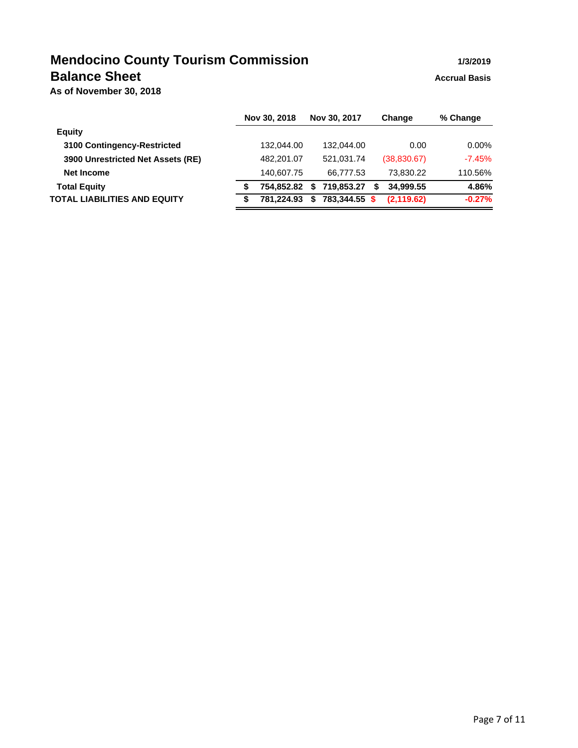# Mendocino County Tourism Commission

1/3/2019

## Balance Sheet

Accrual Basis

**As of November 30, 2018**

| | Nov 30, 2018 | Nov 30, 2017 | Change | % Change |
|---|---|---|---|---|
| **Equity** | | | | |
| **3100 Contingency-Restricted** | 132,044.00 | 132,044.00 | 0.00 | 0.00% |
| **3900 Unrestricted Net Assets (RE)** | 482,201.07 | 521,031.74 | (38,830.67) | -7.45% |
| **Net Income** | 140,607.75 | 66,777.53 | 73,830.22 | 110.56% |
| **Total Equity** | **$ 754,852.82** | **$ 719,853.27** | **$ 34,999.55** | **4.86%** |
| **TOTAL LIABILITIES AND EQUITY** | **$ 781,224.93** | **$ 783,344.55** | **$ (2,119.62)** | **-0.27%** |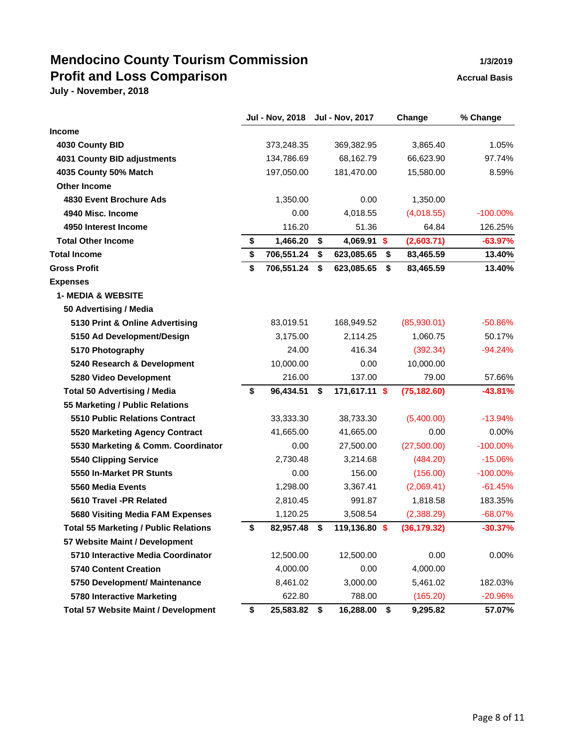# Mendocino County Tourism Commission
# Profit and Loss Comparison

**July - November, 2018**

**1/3/2019**

**Accrual Basis**

| | Jul - Nov, 2018 | Jul - Nov, 2017 | Change | % Change |
|---|---|---|---|---|
| **Income** | | | | |
| **4030 County BID** | 373,248.35 | 369,382.95 | 3,865.40 | 1.05% |
| **4031 County BID adjustments** | 134,786.69 | 68,162.79 | 66,623.90 | 97.74% |
| **4035 County 50% Match** | 197,050.00 | 181,470.00 | 15,580.00 | 8.59% |
| **Other Income** | | | | |
| **4830 Event Brochure Ads** | 1,350.00 | 0.00 | 1,350.00 | |
| **4940 Misc. Income** | 0.00 | 4,018.55 | (4,018.55) | -100.00% |
| **4950 Interest Income** | 116.20 | 51.36 | 64.84 | 126.25% |
| **Total Other Income** | **$ 1,466.20** | **$ 4,069.91** | **$ (2,603.71)** | **-63.97%** |
| **Total Income** | **$ 706,551.24** | **$ 623,085.65** | **$ 83,465.59** | **13.40%** |
| **Gross Profit** | **$ 706,551.24** | **$ 623,085.65** | **$ 83,465.59** | **13.40%** |
| **Expenses** | | | | |
| **1- MEDIA & WEBSITE** | | | | |
| **50 Advertising / Media** | | | | |
| **5130 Print & Online Advertising** | 83,019.51 | 168,949.52 | (85,930.01) | -50.86% |
| **5150 Ad Development/Design** | 3,175.00 | 2,114.25 | 1,060.75 | 50.17% |
| **5170 Photography** | 24.00 | 416.34 | (392.34) | -94.24% |
| **5240 Research & Development** | 10,000.00 | 0.00 | 10,000.00 | |
| **5280 Video Development** | 216.00 | 137.00 | 79.00 | 57.66% |
| **Total 50 Advertising / Media** | **$ 96,434.51** | **$ 171,617.11** | **$ (75,182.60)** | **-43.81%** |
| **55 Marketing / Public Relations** | | | | |
| **5510 Public Relations Contract** | 33,333.30 | 38,733.30 | (5,400.00) | -13.94% |
| **5520 Marketing Agency Contract** | 41,665.00 | 41,665.00 | 0.00 | 0.00% |
| **5530 Marketing & Comm. Coordinator** | 0.00 | 27,500.00 | (27,500.00) | -100.00% |
| **5540 Clipping Service** | 2,730.48 | 3,214.68 | (484.20) | -15.06% |
| **5550 In-Market PR Stunts** | 0.00 | 156.00 | (156.00) | -100.00% |
| **5560 Media Events** | 1,298.00 | 3,367.41 | (2,069.41) | -61.45% |
| **5610 Travel -PR Related** | 2,810.45 | 991.87 | 1,818.58 | 183.35% |
| **5680 Visiting Media FAM Expenses** | 1,120.25 | 3,508.54 | (2,388.29) | -68.07% |
| **Total 55 Marketing / Public Relations** | **$ 82,957.48** | **$ 119,136.80** | **$ (36,179.32)** | **-30.37%** |
| **57 Website Maint / Development** | | | | |
| **5710 Interactive Media Coordinator** | 12,500.00 | 12,500.00 | 0.00 | 0.00% |
| **5740 Content Creation** | 4,000.00 | 0.00 | 4,000.00 | |
| **5750 Development/ Maintenance** | 8,461.02 | 3,000.00 | 5,461.02 | 182.03% |
| **5780 Interactive Marketing** | 622.80 | 788.00 | (165.20) | -20.96% |
| **Total 57 Website Maint / Development** | **$ 25,583.82** | **$ 16,288.00** | **$ 9,295.82** | **57.07%** |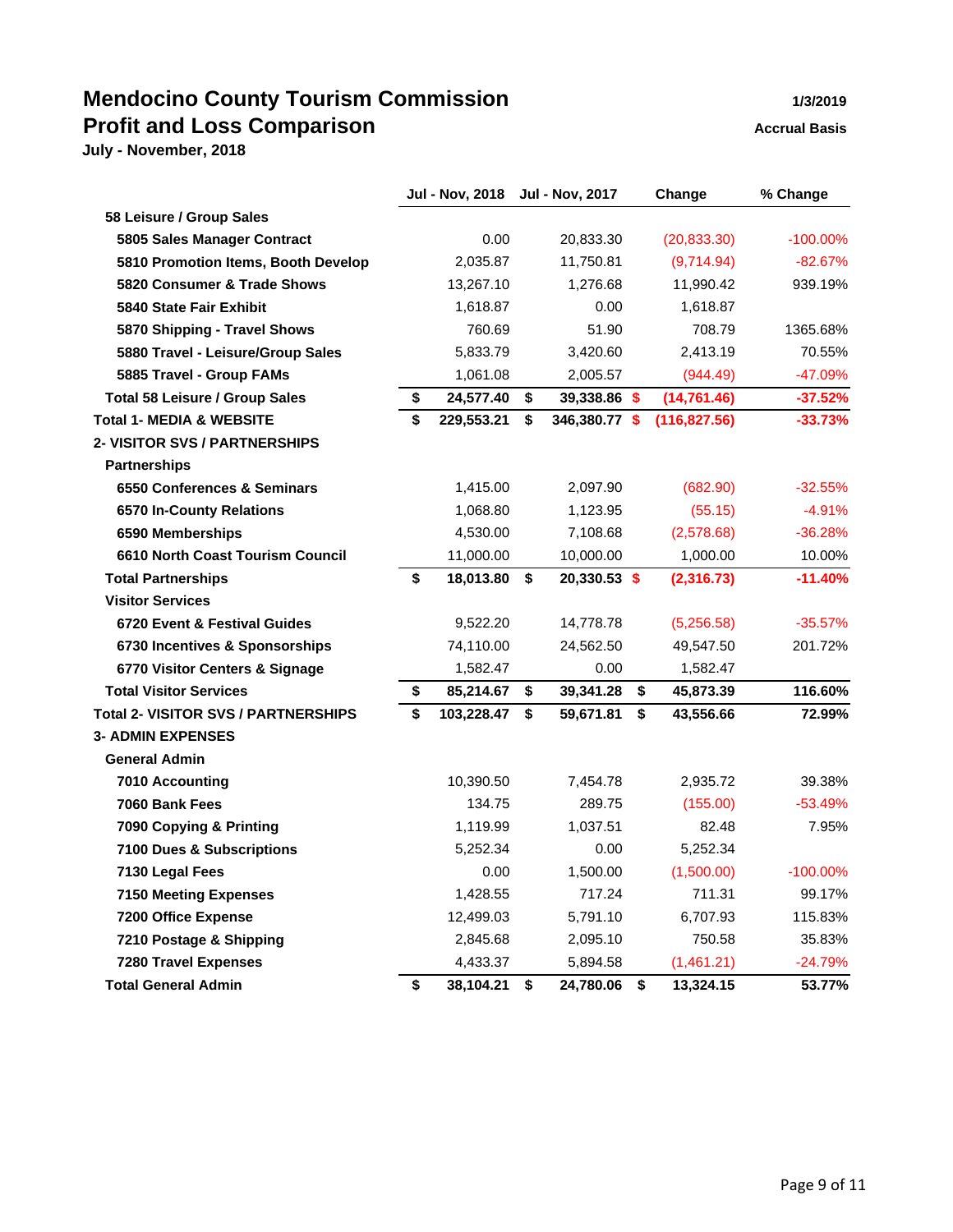# Mendocino County Tourism Commission
## Profit and Loss Comparison
**July - November, 2018**

1/3/2019
Accrual Basis

| | Jul - Nov, 2018 | Jul - Nov, 2017 | Change | % Change |
|---|---|---|---|---|
| **58 Leisure / Group Sales** | | | | |
| **5805 Sales Manager Contract** | 0.00 | 20,833.30 | (20,833.30) | -100.00% |
| **5810 Promotion Items, Booth Develop** | 2,035.87 | 11,750.81 | (9,714.94) | -82.67% |
| **5820 Consumer & Trade Shows** | 13,267.10 | 1,276.68 | 11,990.42 | 939.19% |
| **5840 State Fair Exhibit** | 1,618.87 | 0.00 | 1,618.87 | |
| **5870 Shipping - Travel Shows** | 760.69 | 51.90 | 708.79 | 1365.68% |
| **5880 Travel - Leisure/Group Sales** | 5,833.79 | 3,420.60 | 2,413.19 | 70.55% |
| **5885 Travel - Group FAMs** | 1,061.08 | 2,005.57 | (944.49) | -47.09% |
| **Total 58 Leisure / Group Sales** | **$ 24,577.40** | **$ 39,338.86** | **$ (14,761.46)** | **-37.52%** |
| **Total 1- MEDIA & WEBSITE** | **$ 229,553.21** | **$ 346,380.77** | **$ (116,827.56)** | **-33.73%** |
| **2- VISITOR SVS / PARTNERSHIPS** | | | | |
| **Partnerships** | | | | |
| **6550 Conferences & Seminars** | 1,415.00 | 2,097.90 | (682.90) | -32.55% |
| **6570 In-County Relations** | 1,068.80 | 1,123.95 | (55.15) | -4.91% |
| **6590 Memberships** | 4,530.00 | 7,108.68 | (2,578.68) | -36.28% |
| **6610 North Coast Tourism Council** | 11,000.00 | 10,000.00 | 1,000.00 | 10.00% |
| **Total Partnerships** | **$ 18,013.80** | **$ 20,330.53** | **$ (2,316.73)** | **-11.40%** |
| **Visitor Services** | | | | |
| **6720 Event & Festival Guides** | 9,522.20 | 14,778.78 | (5,256.58) | -35.57% |
| **6730 Incentives & Sponsorships** | 74,110.00 | 24,562.50 | 49,547.50 | 201.72% |
| **6770 Visitor Centers & Signage** | 1,582.47 | 0.00 | 1,582.47 | |
| **Total Visitor Services** | **$ 85,214.67** | **$ 39,341.28** | **$ 45,873.39** | **116.60%** |
| **Total 2- VISITOR SVS / PARTNERSHIPS** | **$ 103,228.47** | **$ 59,671.81** | **$ 43,556.66** | **72.99%** |
| **3- ADMIN EXPENSES** | | | | |
| **General Admin** | | | | |
| **7010 Accounting** | 10,390.50 | 7,454.78 | 2,935.72 | 39.38% |
| **7060 Bank Fees** | 134.75 | 289.75 | (155.00) | -53.49% |
| **7090 Copying & Printing** | 1,119.99 | 1,037.51 | 82.48 | 7.95% |
| **7100 Dues & Subscriptions** | 5,252.34 | 0.00 | 5,252.34 | |
| **7130 Legal Fees** | 0.00 | 1,500.00 | (1,500.00) | -100.00% |
| **7150 Meeting Expenses** | 1,428.55 | 717.24 | 711.31 | 99.17% |
| **7200 Office Expense** | 12,499.03 | 5,791.10 | 6,707.93 | 115.83% |
| **7210 Postage & Shipping** | 2,845.68 | 2,095.10 | 750.58 | 35.83% |
| **7280 Travel Expenses** | 4,433.37 | 5,894.58 | (1,461.21) | -24.79% |
| **Total General Admin** | **$ 38,104.21** | **$ 24,780.06** | **$ 13,324.15** | **53.77%** |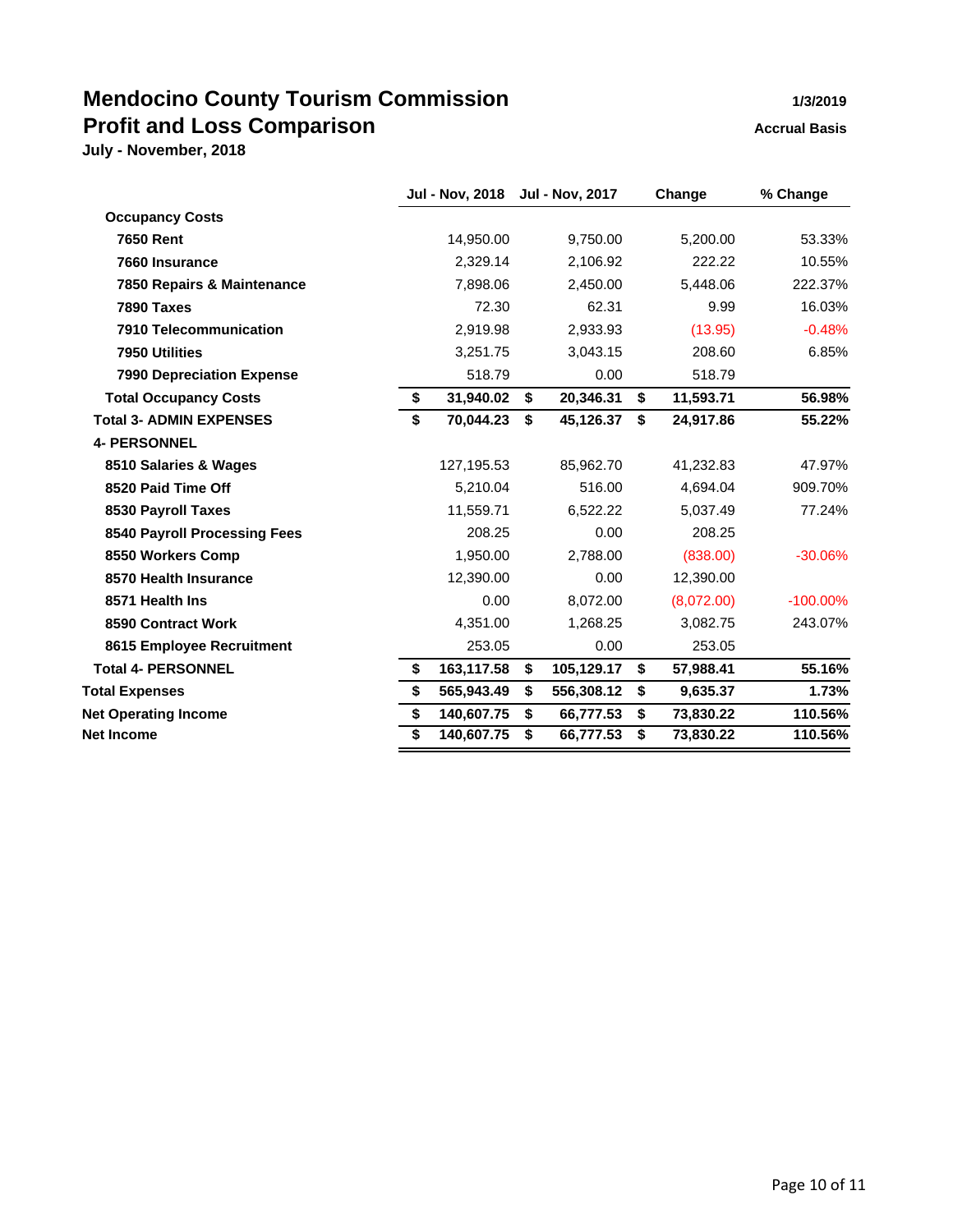# Mendocino County Tourism Commission

## Profit and Loss Comparison

**July - November, 2018**

1/3/2019

Accrual Basis

| | Jul - Nov, 2018 | Jul - Nov, 2017 | Change | % Change |
|---|---|---|---|---|
| **Occupancy Costs** | | | | |
| **7650 Rent** | 14,950.00 | 9,750.00 | 5,200.00 | 53.33% |
| **7660 Insurance** | 2,329.14 | 2,106.92 | 222.22 | 10.55% |
| **7850 Repairs & Maintenance** | 7,898.06 | 2,450.00 | 5,448.06 | 222.37% |
| **7890 Taxes** | 72.30 | 62.31 | 9.99 | 16.03% |
| **7910 Telecommunication** | 2,919.98 | 2,933.93 | (13.95) | -0.48% |
| **7950 Utilities** | 3,251.75 | 3,043.15 | 208.60 | 6.85% |
| **7990 Depreciation Expense** | 518.79 | 0.00 | 518.79 | |
| **Total Occupancy Costs** | **$ 31,940.02** | **$ 20,346.31** | **$ 11,593.71** | **56.98%** |
| **Total 3- ADMIN EXPENSES** | **$ 70,044.23** | **$ 45,126.37** | **$ 24,917.86** | **55.22%** |
| **4- PERSONNEL** | | | | |
| **8510 Salaries & Wages** | 127,195.53 | 85,962.70 | 41,232.83 | 47.97% |
| **8520 Paid Time Off** | 5,210.04 | 516.00 | 4,694.04 | 909.70% |
| **8530 Payroll Taxes** | 11,559.71 | 6,522.22 | 5,037.49 | 77.24% |
| **8540 Payroll Processing Fees** | 208.25 | 0.00 | 208.25 | |
| **8550 Workers Comp** | 1,950.00 | 2,788.00 | (838.00) | -30.06% |
| **8570 Health Insurance** | 12,390.00 | 0.00 | 12,390.00 | |
| **8571 Health Ins** | 0.00 | 8,072.00 | (8,072.00) | -100.00% |
| **8590 Contract Work** | 4,351.00 | 1,268.25 | 3,082.75 | 243.07% |
| **8615 Employee Recruitment** | 253.05 | 0.00 | 253.05 | |
| **Total 4- PERSONNEL** | **$ 163,117.58** | **$ 105,129.17** | **$ 57,988.41** | **55.16%** |
| **Total Expenses** | **$ 565,943.49** | **$ 556,308.12** | **$ 9,635.37** | **1.73%** |
| **Net Operating Income** | **$ 140,607.75** | **$ 66,777.53** | **$ 73,830.22** | **110.56%** |
| **Net Income** | **$ 140,607.75** | **$ 66,777.53** | **$ 73,830.22** | **110.56%** |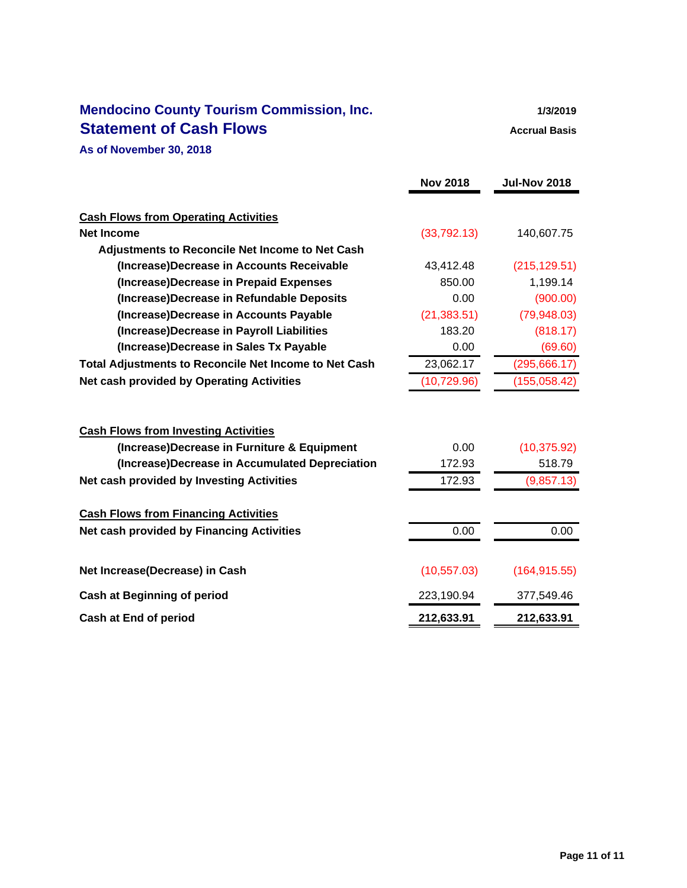# Mendocino County Tourism Commission, Inc.

## Statement of Cash Flows

**As of November 30, 2018**

1/3/2019

Accrual Basis

| | Nov 2018 | Jul-Nov 2018 |
|---|---|---|
| **Cash Flows from Operating Activities** | | |
| **Net Income** | (33,792.13) | 140,607.75 |
| **Adjustments to Reconcile Net Income to Net Cash** | | |
| (Increase)Decrease in Accounts Receivable | 43,412.48 | (215,129.51) |
| (Increase)Decrease in Prepaid Expenses | 850.00 | 1,199.14 |
| (Increase)Decrease in Refundable Deposits | 0.00 | (900.00) |
| (Increase)Decrease in Accounts Payable | (21,383.51) | (79,948.03) |
| (Increase)Decrease in Payroll Liabilities | 183.20 | (818.17) |
| (Increase)Decrease in Sales Tx Payable | 0.00 | (69.60) |
| **Total Adjustments to Reconcile Net Income to Net Cash** | 23,062.17 | (295,666.17) |
| **Net cash provided by Operating Activities** | (10,729.96) | (155,058.42) |
| **Cash Flows from Investing Activities** | | |
| (Increase)Decrease in Furniture & Equipment | 0.00 | (10,375.92) |
| (Increase)Decrease in Accumulated Depreciation | 172.93 | 518.79 |
| **Net cash provided by Investing Activities** | 172.93 | (9,857.13) |
| **Cash Flows from Financing Activities** | | |
| **Net cash provided by Financing Activities** | 0.00 | 0.00 |
| **Net Increase(Decrease) in Cash** | (10,557.03) | (164,915.55) |
| **Cash at Beginning of period** | 223,190.94 | 377,549.46 |
| **Cash at End of period** | **212,633.91** | **212,633.91** |